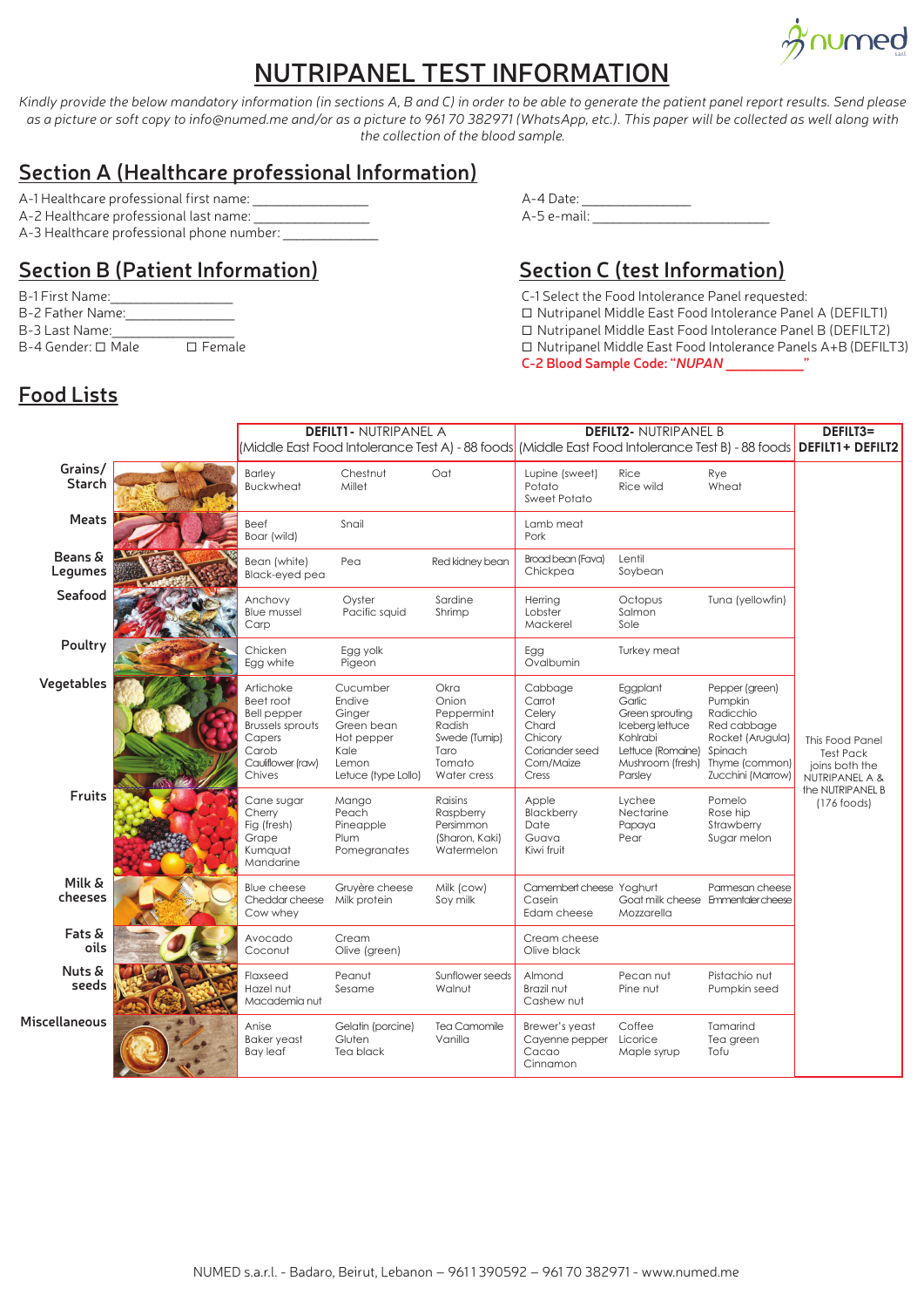# NUTRIPANEL TEST INFORMATION

*Kindly provide the below mandatory information (in sections A, B and C) in order to be able to generate the patient panel report results. Send please as a picture or soft copy to info@numed.me and/or as a picture to 961 70 382971 (WhatsApp, etc.). This paper will be collected as well along with the collection of the blood sample.*

## Section A (Healthcare professional Information)

A-1 Healthcare professional first name: _______________
A-2 Healthcare professional last name: _______________
A-3 Healthcare professional phone number: _____________

A-4 Date: _____________
A-5 e-mail: ________________________

## Section B (Patient Information)

B-1 First Name:________________
B-2 Father Name:_______________
B-3 Last Name:________________
B-4 Gender: ☐ Male ☐ Female

## Section C (test Information)

C-1 Select the Food Intolerance Panel requested:
☐ Nutripanel Middle East Food Intolerance Panel A (DEFILT1)
☐ Nutripanel Middle East Food Intolerance Panel B (DEFILT2)
☐ Nutripanel Middle East Food Intolerance Panels A+B (DEFILT3)

**C-2 Blood Sample Code: "*NUPAN* __________"**

## Food Lists

| | **DEFILT1**- NUTRIPANEL A (Middle East Food Intolerance Test A) - 88 foods | | | **DEFILT2**- NUTRIPANEL B (Middle East Food Intolerance Test B) - 88 foods | | | **DEFILT3= DEFILT1+ DEFILT2** |
|---|---|---|---|---|---|---|---|
| **Grains/ Starch** | Barley<br>Buckwheat | Chestnut<br>Millet | Oat | Lupine (sweet)<br>Potato<br>Sweet Potato | Rice<br>Rice wild | Rye<br>Wheat | This Food Panel Test Pack joins both the NUTRIPANEL A & the NUTRIPANEL B (176 foods) |
| **Meats** | Beef<br>Boar (wild) | Snail | | Lamb meat<br>Pork | | | |
| **Beans & Legumes** | Bean (white)<br>Black-eyed pea | Pea | Red kidney bean | Broad bean (Fava)<br>Chickpea | Lentil<br>Soybean | | |
| **Seafood** | Anchovy<br>Blue mussel<br>Carp | Oyster<br>Pacific squid | Sardine<br>Shrimp | Herring<br>Lobster<br>Mackerel | Octopus<br>Salmon<br>Sole | Tuna (yellowfin) | |
| **Poultry** | Chicken<br>Egg white | Egg yolk<br>Pigeon | | Egg<br>Ovalbumin | Turkey meat | | |
| **Vegetables** | Artichoke<br>Beet root<br>Bell pepper<br>Brussels sprouts<br>Capers<br>Carob<br>Cauliflower (raw)<br>Chives | Cucumber<br>Endive<br>Ginger<br>Green bean<br>Hot pepper<br>Kale<br>Lemon<br>Letuce (type Lollo) | Okra<br>Onion<br>Peppermint<br>Radish<br>Swede (Turnip)<br>Taro<br>Tomato<br>Water cress | Cabbage<br>Carrot<br>Celery<br>Chard<br>Chicory<br>Coriander seed<br>Corn/Maize<br>Cress | Eggplant<br>Garlic<br>Green sprouting<br>Iceberg lettuce<br>Kohlrabi<br>Lettuce (Romaine)<br>Mushroom (fresh)<br>Parsley | Pepper (green)<br>Pumpkin<br>Radicchio<br>Red cabbage<br>Rocket (Arugula)<br>Spinach<br>Thyme (common)<br>Zucchini (Marrow) | |
| **Fruits** | Cane sugar<br>Cherry<br>Fig (fresh)<br>Grape<br>Kumquat<br>Mandarine | Mango<br>Peach<br>Pineapple<br>Plum<br>Pomegranates | Raisins<br>Raspberry<br>Persimmon (Sharon, Kaki)<br>Watermelon | Apple<br>Blackberry<br>Date<br>Guava<br>Kiwi fruit | Lychee<br>Nectarine<br>Papaya<br>Pear | Pomelo<br>Rose hip<br>Strawberry<br>Sugar melon | |
| **Milk & cheeses** | Blue cheese<br>Cheddar cheese<br>Cow whey | Gruyère cheese<br>Milk protein | Milk (cow)<br>Soy milk | Camembert cheese<br>Casein<br>Edam cheese | Yoghurt<br>Goat milk cheese<br>Mozzarella | Parmesan cheese<br>Emmentaler cheese | |
| **Fats & oils** | Avocado<br>Coconut | Cream<br>Olive (green) | | Cream cheese<br>Olive black | | | |
| **Nuts & seeds** | Flaxseed<br>Hazel nut<br>Macademia nut | Peanut<br>Sesame | Sunflower seeds<br>Walnut | Almond<br>Brazil nut<br>Cashew nut | Pecan nut<br>Pine nut | Pistachio nut<br>Pumpkin seed | |
| **Miscellaneous** | Anise<br>Baker yeast<br>Bay leaf | Gelatin (porcine)<br>Gluten<br>Tea black | Tea Camomile<br>Vanilla | Brewer's yeast<br>Cayenne pepper<br>Cacao<br>Cinnamon | Coffee<br>Licorice<br>Maple syrup | Tamarind<br>Tea green<br>Tofu | |

NUMED s.a.r.l. - Badaro, Beirut, Lebanon – 9611 390592 – 961 70 382971 - www.numed.me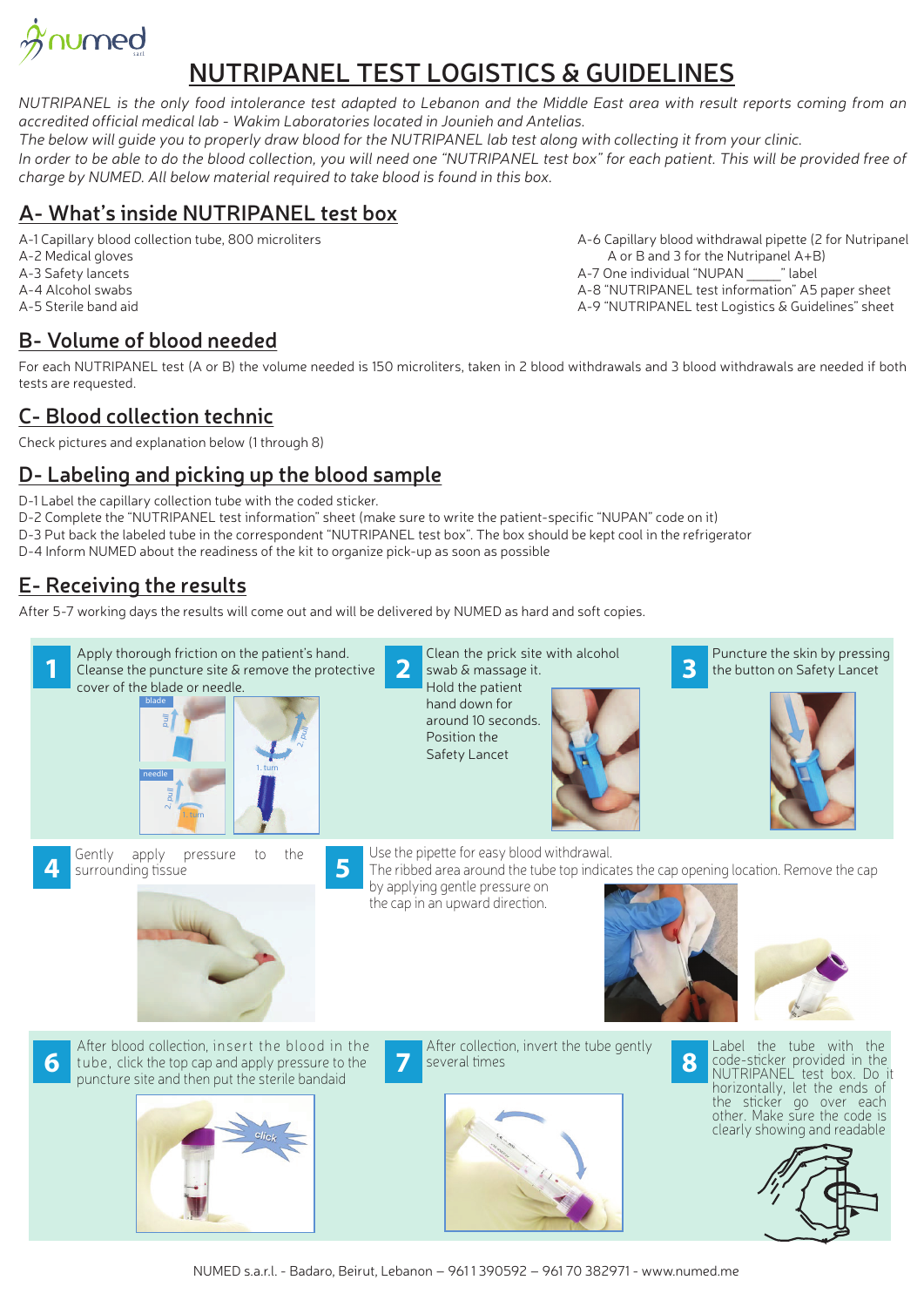# NUTRIPANEL TEST LOGISTICS & GUIDELINES

*NUTRIPANEL is the only food intolerance test adapted to Lebanon and the Middle East area with result reports coming from an accredited official medical lab - Wakim Laboratories located in Jounieh and Antelias.*
*The below will guide you to properly draw blood for the NUTRIPANEL lab test along with collecting it from your clinic.*
*In order to be able to do the blood collection, you will need one "NUTRIPANEL test box" for each patient. This will be provided free of charge by NUMED. All below material required to take blood is found in this box.*

## A- What's inside NUTRIPANEL test box

A-1 Capillary blood collection tube, 800 microliters
A-2 Medical gloves
A-3 Safety lancets
A-4 Alcohol swabs
A-5 Sterile band aid
A-6 Capillary blood withdrawal pipette (2 for Nutripanel A or B and 3 for the Nutripanel A+B)
A-7 One individual "NUPAN _____" label
A-8 "NUTRIPANEL test information" A5 paper sheet
A-9 "NUTRIPANEL test Logistics & Guidelines" sheet

## B- Volume of blood needed

For each NUTRIPANEL test (A or B) the volume needed is 150 microliters, taken in 2 blood withdrawals and 3 blood withdrawals are needed if both tests are requested.

## C- Blood collection technic

Check pictures and explanation below (1 through 8)

## D- Labeling and picking up the blood sample

D-1 Label the capillary collection tube with the coded sticker.
D-2 Complete the "NUTRIPANEL test information" sheet (make sure to write the patient-specific "NUPAN" code on it)
D-3 Put back the labeled tube in the correspondent "NUTRIPANEL test box". The box should be kept cool in the refrigerator
D-4 Inform NUMED about the readiness of the kit to organize pick-up as soon as possible

## E- Receiving the results

After 5-7 working days the results will come out and will be delivered by NUMED as hard and soft copies.

**1** Apply thorough friction on the patient's hand. Cleanse the puncture site & remove the protective cover of the blade or needle.

blade
pull
needle
2. pull
1. turn

**2** Clean the prick site with alcohol swab & massage it. Hold the patient hand down for around 10 seconds. Position the Safety Lancet

**3** Puncture the skin by pressing the button on Safety Lancet

**4** Gently apply pressure to the surrounding tissue

**5** Use the pipette for easy blood withdrawal. The ribbed area around the tube top indicates the cap opening location. Remove the cap by applying gentle pressure on the cap in an upward direction.

**6** After blood collection, insert the blood in the tube, click the top cap and apply pressure to the puncture site and then put the sterile bandaid

click

**7** After collection, invert the tube gently several times

**8** Label the tube with the code-sticker provided in the NUTRIPANEL test box. Do it horizontally, let the ends of the sticker go over each other. Make sure the code is clearly showing and readable

NUMED s.a.r.l. - Badaro, Beirut, Lebanon – 9611 390592 – 961 70 382971 - www.numed.me